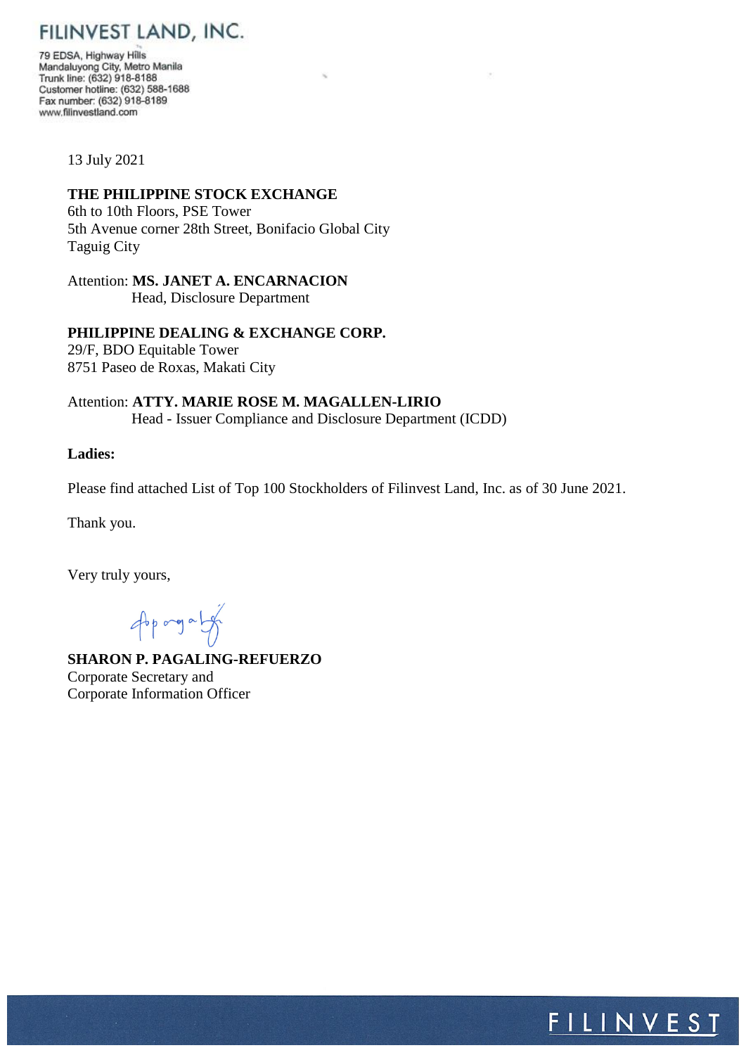# FILINVEST LAND, INC.

79 EDSA, Highway Hills
Mandaluyong City, Metro Manila
Trunk line: (632) 918-8188
Customer hotline: (632) 588-1688
Fax number: (632) 918-8189
www.filinvestland.com

13 July 2021

**THE PHILIPPINE STOCK EXCHANGE**
6th to 10th Floors, PSE Tower
5th Avenue corner 28th Street, Bonifacio Global City
Taguig City

Attention: **MS. JANET A. ENCARNACION**
Head, Disclosure Department

**PHILIPPINE DEALING & EXCHANGE CORP.**
29/F, BDO Equitable Tower
8751 Paseo de Roxas, Makati City

Attention: **ATTY. MARIE ROSE M. MAGALLEN-LIRIO**
Head - Issuer Compliance and Disclosure Department (ICDD)

**Ladies:**

Please find attached List of Top 100 Stockholders of Filinvest Land, Inc. as of 30 June 2021.

Thank you.

Very truly yours,

**SHARON P. PAGALING-REFUERZO**
Corporate Secretary and
Corporate Information Officer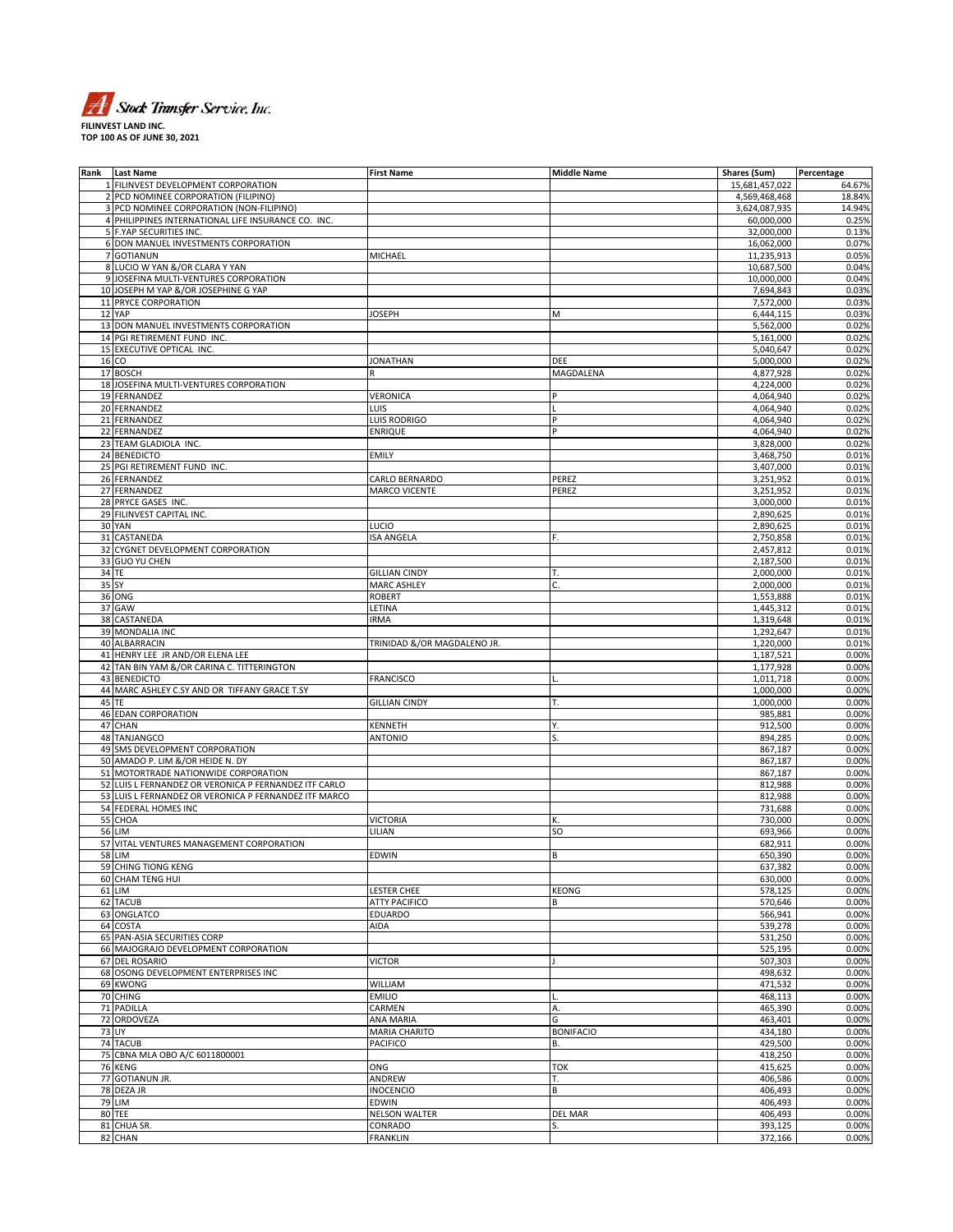**Stock Transfer Service, Inc.**

**FILINVEST LAND INC.**
**TOP 100 AS OF JUNE 30, 2021**

| Rank | Last Name | First Name | Middle Name | Shares (Sum) | Percentage |
|---|---|---|---|---|---|
| 1 | FILINVEST DEVELOPMENT CORPORATION | | | 15,681,457,022 | 64.67% |
| 2 | PCD NOMINEE CORPORATION (FILIPINO) | | | 4,569,468,468 | 18.84% |
| 3 | PCD NOMINEE CORPORATION (NON-FILIPINO) | | | 3,624,087,935 | 14.94% |
| 4 | PHILIPPINES INTERNATIONAL LIFE INSURANCE CO. INC. | | | 60,000,000 | 0.25% |
| 5 | F.YAP SECURITIES INC. | | | 32,000,000 | 0.13% |
| 6 | DON MANUEL INVESTMENTS CORPORATION | | | 16,062,000 | 0.07% |
| 7 | GOTIANUN | MICHAEL | | 11,235,913 | 0.05% |
| 8 | LUCIO W YAN &/OR CLARA Y YAN | | | 10,687,500 | 0.04% |
| 9 | JOSEFINA MULTI-VENTURES CORPORATION | | | 10,000,000 | 0.04% |
| 10 | JOSEPH M YAP &/OR JOSEPHINE G YAP | | | 7,694,843 | 0.03% |
| 11 | PRYCE CORPORATION | | | 7,572,000 | 0.03% |
| 12 | YAP | JOSEPH | M | 6,444,115 | 0.03% |
| 13 | DON MANUEL INVESTMENTS CORPORATION | | | 5,562,000 | 0.02% |
| 14 | PGI RETIREMENT FUND INC. | | | 5,161,000 | 0.02% |
| 15 | EXECUTIVE OPTICAL INC. | | | 5,040,647 | 0.02% |
| 16 | CO | JONATHAN | DEE | 5,000,000 | 0.02% |
| 17 | BOSCH | R | MAGDALENA | 4,877,928 | 0.02% |
| 18 | JOSEFINA MULTI-VENTURES CORPORATION | | | 4,224,000 | 0.02% |
| 19 | FERNANDEZ | VERONICA | P | 4,064,940 | 0.02% |
| 20 | FERNANDEZ | LUIS | L | 4,064,940 | 0.02% |
| 21 | FERNANDEZ | LUIS RODRIGO | P | 4,064,940 | 0.02% |
| 22 | FERNANDEZ | ENRIQUE | P | 4,064,940 | 0.02% |
| 23 | TEAM GLADIOLA INC. | | | 3,828,000 | 0.02% |
| 24 | BENEDICTO | EMILY | | 3,468,750 | 0.01% |
| 25 | PGI RETIREMENT FUND INC. | | | 3,407,000 | 0.01% |
| 26 | FERNANDEZ | CARLO BERNARDO | PEREZ | 3,251,952 | 0.01% |
| 27 | FERNANDEZ | MARCO VICENTE | PEREZ | 3,251,952 | 0.01% |
| 28 | PRYCE GASES INC. | | | 3,000,000 | 0.01% |
| 29 | FILINVEST CAPITAL INC. | | | 2,890,625 | 0.01% |
| 30 | YAN | LUCIO | | 2,890,625 | 0.01% |
| 31 | CASTANEDA | ISA ANGELA | F. | 2,750,858 | 0.01% |
| 32 | CYGNET DEVELOPMENT CORPORATION | | | 2,457,812 | 0.01% |
| 33 | GUO YU CHEN | | | 2,187,500 | 0.01% |
| 34 | TE | GILLIAN CINDY | T. | 2,000,000 | 0.01% |
| 35 | SY | MARC ASHLEY | C. | 2,000,000 | 0.01% |
| 36 | ONG | ROBERT | | 1,553,888 | 0.01% |
| 37 | GAW | LETINA | | 1,445,312 | 0.01% |
| 38 | CASTANEDA | IRMA | | 1,319,648 | 0.01% |
| 39 | MONDALIA INC | | | 1,292,647 | 0.01% |
| 40 | ALBARRACIN | TRINIDAD &/OR MAGDALENO JR. | | 1,220,000 | 0.01% |
| 41 | HENRY LEE JR AND/OR ELENA LEE | | | 1,187,521 | 0.00% |
| 42 | TAN BIN YAM &/OR CARINA C. TITTERINGTON | | | 1,177,928 | 0.00% |
| 43 | BENEDICTO | FRANCISCO | L. | 1,011,718 | 0.00% |
| 44 | MARC ASHLEY C.SY AND OR TIFFANY GRACE T.SY | | | 1,000,000 | 0.00% |
| 45 | TE | GILLIAN CINDY | T. | 1,000,000 | 0.00% |
| 46 | EDAN CORPORATION | | | 985,881 | 0.00% |
| 47 | CHAN | KENNETH | Y. | 912,500 | 0.00% |
| 48 | TANJANGCO | ANTONIO | S. | 894,285 | 0.00% |
| 49 | SMS DEVELOPMENT CORPORATION | | | 867,187 | 0.00% |
| 50 | AMADO P. LIM &/OR HEIDE N. DY | | | 867,187 | 0.00% |
| 51 | MOTORTRADE NATIONWIDE CORPORATION | | | 867,187 | 0.00% |
| 52 | LUIS L FERNANDEZ OR VERONICA P FERNANDEZ ITF CARLO | | | 812,988 | 0.00% |
| 53 | LUIS L FERNANDEZ OR VERONICA P FERNANDEZ ITF MARCO | | | 812,988 | 0.00% |
| 54 | FEDERAL HOMES INC | | | 731,688 | 0.00% |
| 55 | CHOA | VICTORIA | K. | 730,000 | 0.00% |
| 56 | LIM | LILIAN | SO | 693,966 | 0.00% |
| 57 | VITAL VENTURES MANAGEMENT CORPORATION | | | 682,911 | 0.00% |
| 58 | LIM | EDWIN | B | 650,390 | 0.00% |
| 59 | CHING TIONG KENG | | | 637,382 | 0.00% |
| 60 | CHAM TENG HUI | | | 630,000 | 0.00% |
| 61 | LIM | LESTER CHEE | KEONG | 578,125 | 0.00% |
| 62 | TACUB | ATTY PACIFICO | B | 570,646 | 0.00% |
| 63 | ONGLATCO | EDUARDO | | 566,941 | 0.00% |
| 64 | COSTA | AIDA | | 539,278 | 0.00% |
| 65 | PAN-ASIA SECURITIES CORP | | | 531,250 | 0.00% |
| 66 | MAJOGRAJO DEVELOPMENT CORPORATION | | | 525,195 | 0.00% |
| 67 | DEL ROSARIO | VICTOR | J | 507,303 | 0.00% |
| 68 | OSONG DEVELOPMENT ENTERPRISES INC | | | 498,632 | 0.00% |
| 69 | KWONG | WILLIAM | | 471,532 | 0.00% |
| 70 | CHING | EMILIO | L. | 468,113 | 0.00% |
| 71 | PADILLA | CARMEN | A. | 465,390 | 0.00% |
| 72 | ORDOVEZA | ANA MARIA | G | 463,401 | 0.00% |
| 73 | UY | MARIA CHARITO | BONIFACIO | 434,180 | 0.00% |
| 74 | TACUB | PACIFICO | B. | 429,500 | 0.00% |
| 75 | CBNA MLA OBO A/C 6011800001 | | | 418,250 | 0.00% |
| 76 | KENG | ONG | TOK | 415,625 | 0.00% |
| 77 | GOTIANUN JR. | ANDREW | T. | 406,586 | 0.00% |
| 78 | DEZA JR | INOCENCIO | B | 406,493 | 0.00% |
| 79 | LIM | EDWIN | | 406,493 | 0.00% |
| 80 | TEE | NELSON WALTER | DEL MAR | 406,493 | 0.00% |
| 81 | CHUA SR. | CONRADO | S. | 393,125 | 0.00% |
| 82 | CHAN | FRANKLIN | | 372,166 | 0.00% |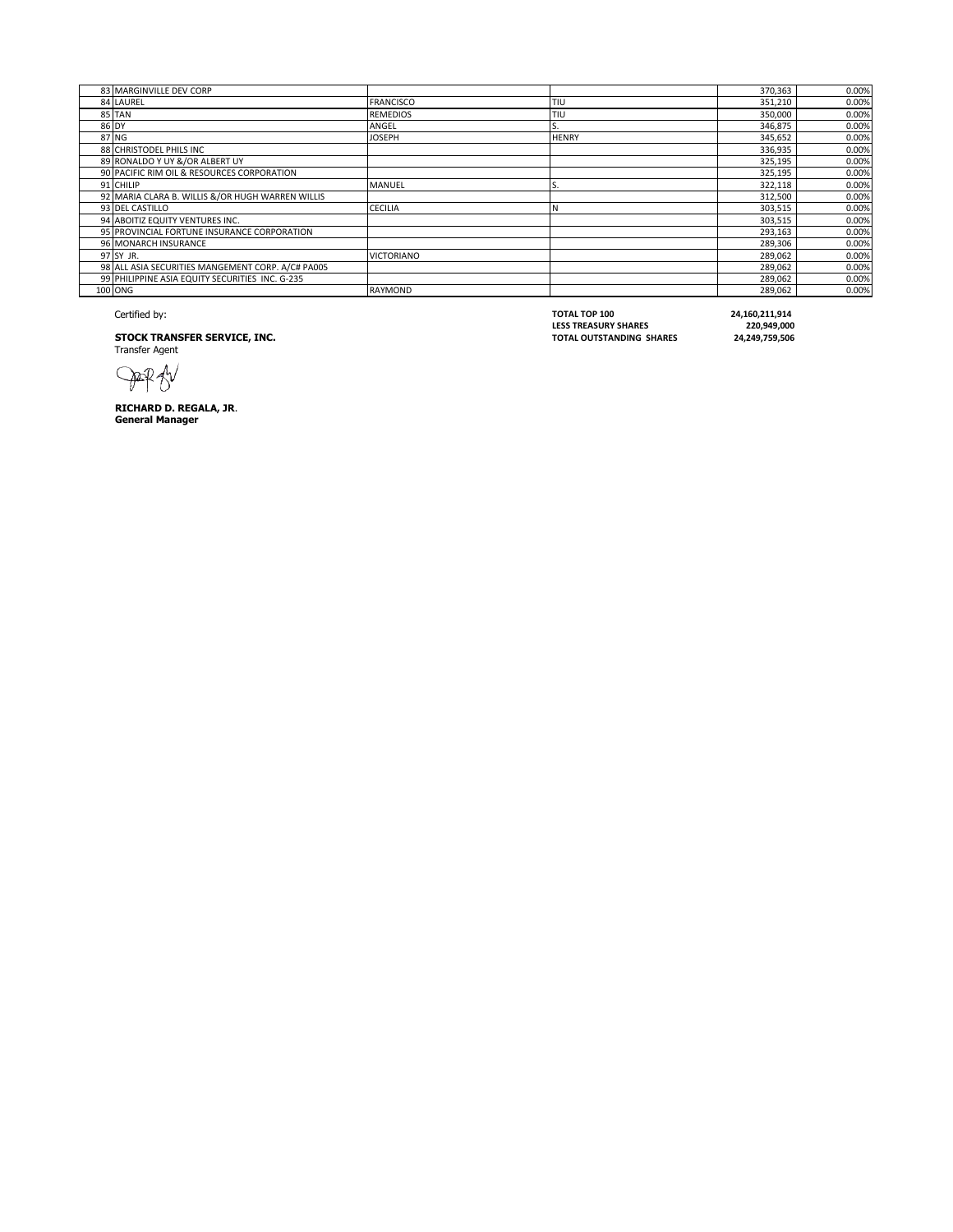| | | | | | |
|---|---|---|---|---|---|
| 83 | MARGINVILLE DEV CORP | | | 370,363 | 0.00% |
| 84 | LAUREL | FRANCISCO | TIU | 351,210 | 0.00% |
| 85 | TAN | REMEDIOS | TIU | 350,000 | 0.00% |
| 86 | DY | ANGEL | S. | 346,875 | 0.00% |
| 87 | NG | JOSEPH | HENRY | 345,652 | 0.00% |
| 88 | CHRISTODEL PHILS INC | | | 336,935 | 0.00% |
| 89 | RONALDO Y UY &/OR ALBERT UY | | | 325,195 | 0.00% |
| 90 | PACIFIC RIM OIL & RESOURCES CORPORATION | | | 325,195 | 0.00% |
| 91 | CHILIP | MANUEL | S. | 322,118 | 0.00% |
| 92 | MARIA CLARA B. WILLIS &/OR HUGH WARREN WILLIS | | | 312,500 | 0.00% |
| 93 | DEL CASTILLO | CECILIA | N | 303,515 | 0.00% |
| 94 | ABOITIZ EQUITY VENTURES INC. | | | 303,515 | 0.00% |
| 95 | PROVINCIAL FORTUNE INSURANCE CORPORATION | | | 293,163 | 0.00% |
| 96 | MONARCH INSURANCE | | | 289,306 | 0.00% |
| 97 | SY JR. | VICTORIANO | | 289,062 | 0.00% |
| 98 | ALL ASIA SECURITIES MANGEMENT CORP. A/C# PA005 | | | 289,062 | 0.00% |
| 99 | PHILIPPINE ASIA EQUITY SECURITIES INC. G-235 | | | 289,062 | 0.00% |
| 100 | ONG | RAYMOND | | 289,062 | 0.00% |

| | |
|---|---|
| **TOTAL TOP 100** | **24,160,211,914** |
| **LESS TREASURY SHARES** | **220,949,000** |
| **TOTAL OUTSTANDING SHARES** | **24,249,759,506** |

Certified by:

**STOCK TRANSFER SERVICE, INC.**
Transfer Agent

**RICHARD D. REGALA, JR**.
**General Manager**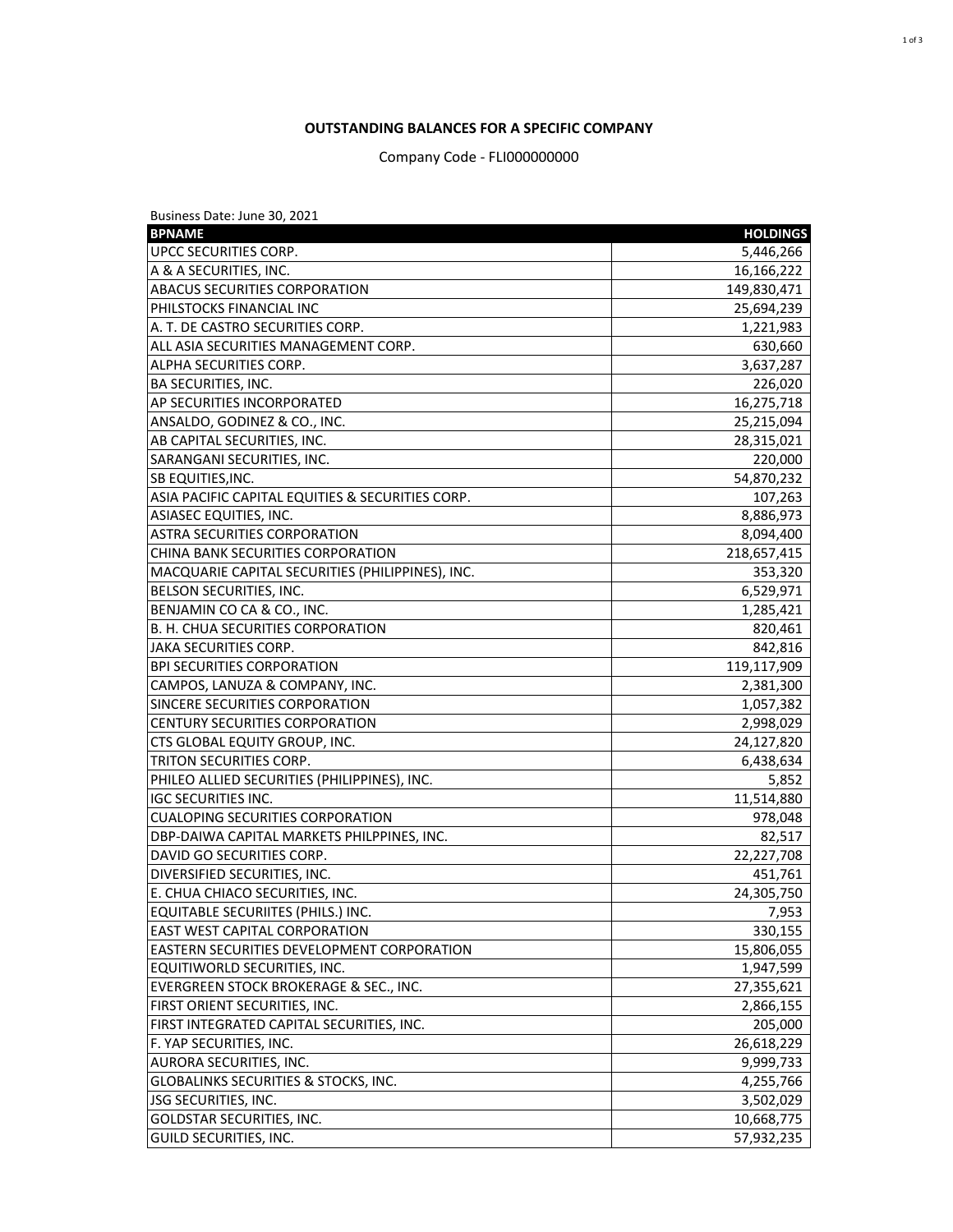**OUTSTANDING BALANCES FOR A SPECIFIC COMPANY**

Company Code - FLI000000000

Business Date: June 30, 2021

| BPNAME | HOLDINGS |
|---|---:|
| UPCC SECURITIES CORP. | 5,446,266 |
| A & A SECURITIES, INC. | 16,166,222 |
| ABACUS SECURITIES CORPORATION | 149,830,471 |
| PHILSTOCKS FINANCIAL INC | 25,694,239 |
| A. T. DE CASTRO SECURITIES CORP. | 1,221,983 |
| ALL ASIA SECURITIES MANAGEMENT CORP. | 630,660 |
| ALPHA SECURITIES CORP. | 3,637,287 |
| BA SECURITIES, INC. | 226,020 |
| AP SECURITIES INCORPORATED | 16,275,718 |
| ANSALDO, GODINEZ & CO., INC. | 25,215,094 |
| AB CAPITAL SECURITIES, INC. | 28,315,021 |
| SARANGANI SECURITIES, INC. | 220,000 |
| SB EQUITIES,INC. | 54,870,232 |
| ASIA PACIFIC CAPITAL EQUITIES & SECURITIES CORP. | 107,263 |
| ASIASEC EQUITIES, INC. | 8,886,973 |
| ASTRA SECURITIES CORPORATION | 8,094,400 |
| CHINA BANK SECURITIES CORPORATION | 218,657,415 |
| MACQUARIE CAPITAL SECURITIES (PHILIPPINES), INC. | 353,320 |
| BELSON SECURITIES, INC. | 6,529,971 |
| BENJAMIN CO CA & CO., INC. | 1,285,421 |
| B. H. CHUA SECURITIES CORPORATION | 820,461 |
| JAKA SECURITIES CORP. | 842,816 |
| BPI SECURITIES CORPORATION | 119,117,909 |
| CAMPOS, LANUZA & COMPANY, INC. | 2,381,300 |
| SINCERE SECURITIES CORPORATION | 1,057,382 |
| CENTURY SECURITIES CORPORATION | 2,998,029 |
| CTS GLOBAL EQUITY GROUP, INC. | 24,127,820 |
| TRITON SECURITIES CORP. | 6,438,634 |
| PHILEO ALLIED SECURITIES (PHILIPPINES), INC. | 5,852 |
| IGC SECURITIES INC. | 11,514,880 |
| CUALOPING SECURITIES CORPORATION | 978,048 |
| DBP-DAIWA CAPITAL MARKETS PHILPPINES, INC. | 82,517 |
| DAVID GO SECURITIES CORP. | 22,227,708 |
| DIVERSIFIED SECURITIES, INC. | 451,761 |
| E. CHUA CHIACO SECURITIES, INC. | 24,305,750 |
| EQUITABLE SECURIITES (PHILS.) INC. | 7,953 |
| EAST WEST CAPITAL CORPORATION | 330,155 |
| EASTERN SECURITIES DEVELOPMENT CORPORATION | 15,806,055 |
| EQUITIWORLD SECURITIES, INC. | 1,947,599 |
| EVERGREEN STOCK BROKERAGE & SEC., INC. | 27,355,621 |
| FIRST ORIENT SECURITIES, INC. | 2,866,155 |
| FIRST INTEGRATED CAPITAL SECURITIES, INC. | 205,000 |
| F. YAP SECURITIES, INC. | 26,618,229 |
| AURORA SECURITIES, INC. | 9,999,733 |
| GLOBALINKS SECURITIES & STOCKS, INC. | 4,255,766 |
| JSG SECURITIES, INC. | 3,502,029 |
| GOLDSTAR SECURITIES, INC. | 10,668,775 |
| GUILD SECURITIES, INC. | 57,932,235 |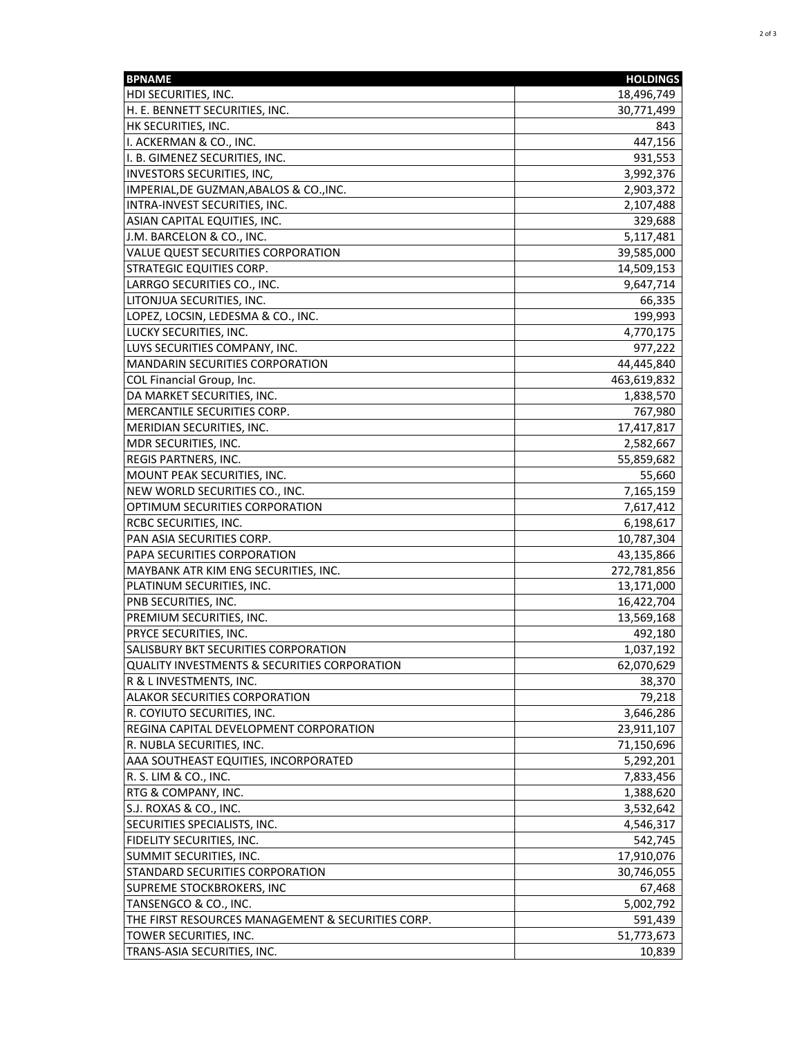| BPNAME | HOLDINGS |
| --- | ---: |
| HDI SECURITIES, INC. | 18,496,749 |
| H. E. BENNETT SECURITIES, INC. | 30,771,499 |
| HK SECURITIES, INC. | 843 |
| I. ACKERMAN & CO., INC. | 447,156 |
| I. B. GIMENEZ SECURITIES, INC. | 931,553 |
| INVESTORS SECURITIES, INC, | 3,992,376 |
| IMPERIAL,DE GUZMAN,ABALOS & CO.,INC. | 2,903,372 |
| INTRA-INVEST SECURITIES, INC. | 2,107,488 |
| ASIAN CAPITAL EQUITIES, INC. | 329,688 |
| J.M. BARCELON & CO., INC. | 5,117,481 |
| VALUE QUEST SECURITIES CORPORATION | 39,585,000 |
| STRATEGIC EQUITIES CORP. | 14,509,153 |
| LARRGO SECURITIES CO., INC. | 9,647,714 |
| LITONJUA SECURITIES, INC. | 66,335 |
| LOPEZ, LOCSIN, LEDESMA & CO., INC. | 199,993 |
| LUCKY SECURITIES, INC. | 4,770,175 |
| LUYS SECURITIES COMPANY, INC. | 977,222 |
| MANDARIN SECURITIES CORPORATION | 44,445,840 |
| COL Financial Group, Inc. | 463,619,832 |
| DA MARKET SECURITIES, INC. | 1,838,570 |
| MERCANTILE SECURITIES CORP. | 767,980 |
| MERIDIAN SECURITIES, INC. | 17,417,817 |
| MDR SECURITIES, INC. | 2,582,667 |
| REGIS PARTNERS, INC. | 55,859,682 |
| MOUNT PEAK SECURITIES, INC. | 55,660 |
| NEW WORLD SECURITIES CO., INC. | 7,165,159 |
| OPTIMUM SECURITIES CORPORATION | 7,617,412 |
| RCBC SECURITIES, INC. | 6,198,617 |
| PAN ASIA SECURITIES CORP. | 10,787,304 |
| PAPA SECURITIES CORPORATION | 43,135,866 |
| MAYBANK ATR KIM ENG SECURITIES, INC. | 272,781,856 |
| PLATINUM SECURITIES, INC. | 13,171,000 |
| PNB SECURITIES, INC. | 16,422,704 |
| PREMIUM SECURITIES, INC. | 13,569,168 |
| PRYCE SECURITIES, INC. | 492,180 |
| SALISBURY BKT SECURITIES CORPORATION | 1,037,192 |
| QUALITY INVESTMENTS & SECURITIES CORPORATION | 62,070,629 |
| R & L INVESTMENTS, INC. | 38,370 |
| ALAKOR SECURITIES CORPORATION | 79,218 |
| R. COYIUTO SECURITIES, INC. | 3,646,286 |
| REGINA CAPITAL DEVELOPMENT CORPORATION | 23,911,107 |
| R. NUBLA SECURITIES, INC. | 71,150,696 |
| AAA SOUTHEAST EQUITIES, INCORPORATED | 5,292,201 |
| R. S. LIM & CO., INC. | 7,833,456 |
| RTG & COMPANY, INC. | 1,388,620 |
| S.J. ROXAS & CO., INC. | 3,532,642 |
| SECURITIES SPECIALISTS, INC. | 4,546,317 |
| FIDELITY SECURITIES, INC. | 542,745 |
| SUMMIT SECURITIES, INC. | 17,910,076 |
| STANDARD SECURITIES CORPORATION | 30,746,055 |
| SUPREME STOCKBROKERS, INC | 67,468 |
| TANSENGCO & CO., INC. | 5,002,792 |
| THE FIRST RESOURCES MANAGEMENT & SECURITIES CORP. | 591,439 |
| TOWER SECURITIES, INC. | 51,773,673 |
| TRANS-ASIA SECURITIES, INC. | 10,839 |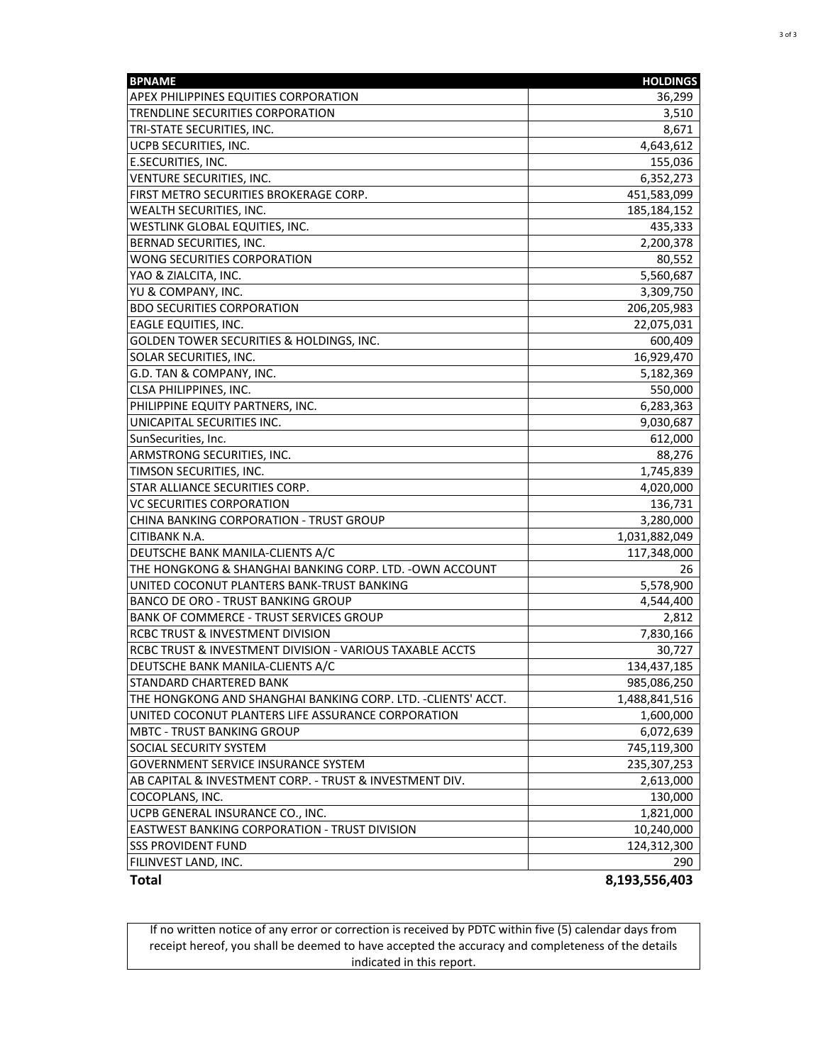| BPNAME | HOLDINGS |
|---|---|
| APEX PHILIPPINES EQUITIES CORPORATION | 36,299 |
| TRENDLINE SECURITIES CORPORATION | 3,510 |
| TRI-STATE SECURITIES, INC. | 8,671 |
| UCPB SECURITIES, INC. | 4,643,612 |
| E.SECURITIES, INC. | 155,036 |
| VENTURE SECURITIES, INC. | 6,352,273 |
| FIRST METRO SECURITIES BROKERAGE CORP. | 451,583,099 |
| WEALTH SECURITIES, INC. | 185,184,152 |
| WESTLINK GLOBAL EQUITIES, INC. | 435,333 |
| BERNAD SECURITIES, INC. | 2,200,378 |
| WONG SECURITIES CORPORATION | 80,552 |
| YAO & ZIALCITA, INC. | 5,560,687 |
| YU & COMPANY, INC. | 3,309,750 |
| BDO SECURITIES CORPORATION | 206,205,983 |
| EAGLE EQUITIES, INC. | 22,075,031 |
| GOLDEN TOWER SECURITIES & HOLDINGS, INC. | 600,409 |
| SOLAR SECURITIES, INC. | 16,929,470 |
| G.D. TAN & COMPANY, INC. | 5,182,369 |
| CLSA PHILIPPINES, INC. | 550,000 |
| PHILIPPINE EQUITY PARTNERS, INC. | 6,283,363 |
| UNICAPITAL SECURITIES INC. | 9,030,687 |
| SunSecurities, Inc. | 612,000 |
| ARMSTRONG SECURITIES, INC. | 88,276 |
| TIMSON SECURITIES, INC. | 1,745,839 |
| STAR ALLIANCE SECURITIES CORP. | 4,020,000 |
| VC SECURITIES CORPORATION | 136,731 |
| CHINA BANKING CORPORATION - TRUST GROUP | 3,280,000 |
| CITIBANK N.A. | 1,031,882,049 |
| DEUTSCHE BANK MANILA-CLIENTS A/C | 117,348,000 |
| THE HONGKONG & SHANGHAI BANKING CORP. LTD. -OWN ACCOUNT | 26 |
| UNITED COCONUT PLANTERS BANK-TRUST BANKING | 5,578,900 |
| BANCO DE ORO - TRUST BANKING GROUP | 4,544,400 |
| BANK OF COMMERCE - TRUST SERVICES GROUP | 2,812 |
| RCBC TRUST & INVESTMENT DIVISION | 7,830,166 |
| RCBC TRUST & INVESTMENT DIVISION - VARIOUS TAXABLE ACCTS | 30,727 |
| DEUTSCHE BANK MANILA-CLIENTS A/C | 134,437,185 |
| STANDARD CHARTERED BANK | 985,086,250 |
| THE HONGKONG AND SHANGHAI BANKING CORP. LTD. -CLIENTS' ACCT. | 1,488,841,516 |
| UNITED COCONUT PLANTERS LIFE ASSURANCE CORPORATION | 1,600,000 |
| MBTC - TRUST BANKING GROUP | 6,072,639 |
| SOCIAL SECURITY SYSTEM | 745,119,300 |
| GOVERNMENT SERVICE INSURANCE SYSTEM | 235,307,253 |
| AB CAPITAL & INVESTMENT CORP. - TRUST & INVESTMENT DIV. | 2,613,000 |
| COCOPLANS, INC. | 130,000 |
| UCPB GENERAL INSURANCE CO., INC. | 1,821,000 |
| EASTWEST BANKING CORPORATION - TRUST DIVISION | 10,240,000 |
| SSS PROVIDENT FUND | 124,312,300 |
| FILINVEST LAND, INC. | 290 |
| **Total** | **8,193,556,403** |

If no written notice of any error or correction is received by PDTC within five (5) calendar days from receipt hereof, you shall be deemed to have accepted the accuracy and completeness of the details indicated in this report.